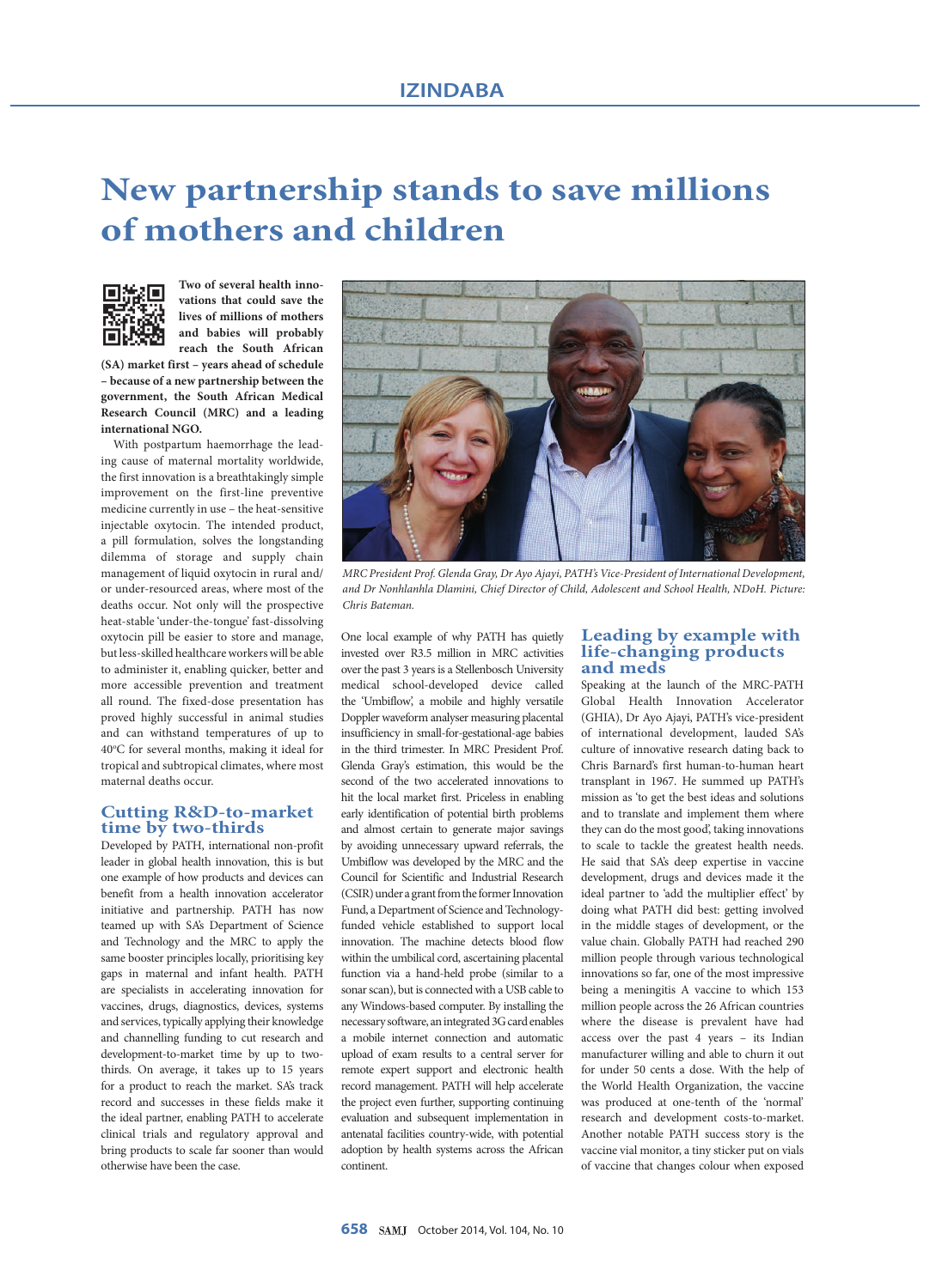# New partnership stands to save millions of mothers and children

**Two of several health innovations that could save the lives of millions of mothers and babies will probably reach the South African (SA) market first – years ahead of schedule – because of a new partnership between the government, the South African Medical Research Council (MRC) and a leading international NGO.**

With postpartum haemorrhage the leading cause of maternal mortality worldwide, the first innovation is a breathtakingly simple improvement on the first-line preventive medicine currently in use – the heat-sensitive injectable oxytocin. The intended product, a pill formulation, solves the longstanding dilemma of storage and supply chain management of liquid oxytocin in rural and/or under-resourced areas, where most of the deaths occur. Not only will the prospective heat-stable 'under-the-tongue' fast-dissolving oxytocin pill be easier to store and manage, but less-skilled healthcare workers will be able to administer it, enabling quicker, better and more accessible prevention and treatment all round. The fixed-dose presentation has proved highly successful in animal studies and can withstand temperatures of up to 40°C for several months, making it ideal for tropical and subtropical climates, where most maternal deaths occur.

## Cutting R&D-to-market time by two-thirds

Developed by PATH, international non-profit leader in global health innovation, this is but one example of how products and devices can benefit from a health innovation accelerator initiative and partnership. PATH has now teamed up with SA's Department of Science and Technology and the MRC to apply the same booster principles locally, prioritising key gaps in maternal and infant health. PATH are specialists in accelerating innovation for vaccines, drugs, diagnostics, devices, systems and services, typically applying their knowledge and channelling funding to cut research and development-to-market time by up to two-thirds. On average, it takes up to 15 years for a product to reach the market. SA's track record and successes in these fields make it the ideal partner, enabling PATH to accelerate clinical trials and regulatory approval and bring products to scale far sooner than would otherwise have been the case.

*MRC President Prof. Glenda Gray, Dr Ayo Ajayi, PATH's Vice-President of International Development, and Dr Nonhlanhla Dlamini, Chief Director of Child, Adolescent and School Health, NDoH. Picture: Chris Bateman.*

One local example of why PATH has quietly invested over R3.5 million in MRC activities over the past 3 years is a Stellenbosch University medical school-developed device called the 'Umbiflow', a mobile and highly versatile Doppler waveform analyser measuring placental insufficiency in small-for-gestational-age babies in the third trimester. In MRC President Prof. Glenda Gray's estimation, this would be the second of the two accelerated innovations to hit the local market first. Priceless in enabling early identification of potential birth problems and almost certain to generate major savings by avoiding unnecessary upward referrals, the Umbiflow was developed by the MRC and the Council for Scientific and Industrial Research (CSIR) under a grant from the former Innovation Fund, a Department of Science and Technology-funded vehicle established to support local innovation. The machine detects blood flow within the umbilical cord, ascertaining placental function via a hand-held probe (similar to a sonar scan), but is connected with a USB cable to any Windows-based computer. By installing the necessary software, an integrated 3G card enables a mobile internet connection and automatic upload of exam results to a central server for remote expert support and electronic health record management. PATH will help accelerate the project even further, supporting continuing evaluation and subsequent implementation in antenatal facilities country-wide, with potential adoption by health systems across the African continent.

## Leading by example with life-changing products and meds

Speaking at the launch of the MRC-PATH Global Health Innovation Accelerator (GHIA), Dr Ayo Ajayi, PATH's vice-president of international development, lauded SA's culture of innovative research dating back to Chris Barnard's first human-to-human heart transplant in 1967. He summed up PATH's mission as 'to get the best ideas and solutions and to translate and implement them where they can do the most good', taking innovations to scale to tackle the greatest health needs. He said that SA's deep expertise in vaccine development, drugs and devices made it the ideal partner to 'add the multiplier effect' by doing what PATH did best: getting involved in the middle stages of development, or the value chain. Globally PATH had reached 290 million people through various technological innovations so far, one of the most impressive being a meningitis A vaccine to which 153 million people across the 26 African countries where the disease is prevalent have had access over the past 4 years – its Indian manufacturer willing and able to churn it out for under 50 cents a dose. With the help of the World Health Organization, the vaccine was produced at one-tenth of the 'normal' research and development costs-to-market. Another notable PATH success story is the vaccine vial monitor, a tiny sticker put on vials of vaccine that changes colour when exposed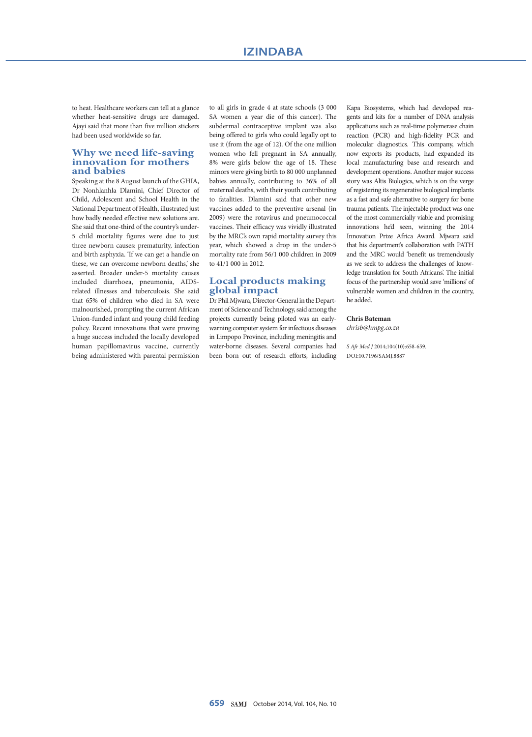to heat. Healthcare workers can tell at a glance whether heat-sensitive drugs are damaged. Ajayi said that more than five million stickers had been used worldwide so far.

## Why we need life-saving innovation for mothers and babies

Speaking at the 8 August launch of the GHIA, Dr Nonhlanhla Dlamini, Chief Director of Child, Adolescent and School Health in the National Department of Health, illustrated just how badly needed effective new solutions are. She said that one-third of the country's under-5 child mortality figures were due to just three newborn causes: prematurity, infection and birth asphyxia. 'If we can get a handle on these, we can overcome newborn deaths,' she asserted. Broader under-5 mortality causes included diarrhoea, pneumonia, AIDS-related illnesses and tuberculosis. She said that 65% of children who died in SA were malnourished, prompting the current African Union-funded infant and young child feeding policy. Recent innovations that were proving a huge success included the locally developed human papillomavirus vaccine, currently being administered with parental permission to all girls in grade 4 at state schools (3 000 SA women a year die of this cancer). The subdermal contraceptive implant was also being offered to girls who could legally opt to use it (from the age of 12). Of the one million women who fell pregnant in SA annually, 8% were girls below the age of 18. These minors were giving birth to 80 000 unplanned babies annually, contributing to 36% of all maternal deaths, with their youth contributing to fatalities. Dlamini said that other new vaccines added to the preventive arsenal (in 2009) were the rotavirus and pneumococcal vaccines. Their efficacy was vividly illustrated by the MRC's own rapid mortality survey this year, which showed a drop in the under-5 mortality rate from 56/1 000 children in 2009 to 41/1 000 in 2012.

## Local products making global impact

Dr Phil Mjwara, Director-General in the Department of Science and Technology, said among the projects currently being piloted was an early-warning computer system for infectious diseases in Limpopo Province, including meningitis and water-borne diseases. Several companies had been born out of research efforts, including Kapa Biosystems, which had developed reagents and kits for a number of DNA analysis applications such as real-time polymerase chain reaction (PCR) and high-fidelity PCR and molecular diagnostics. This company, which now exports its products, had expanded its local manufacturing base and research and development operations. Another major success story was Altis Biologics, which is on the verge of registering its regenerative biological implants as a fast and safe alternative to surgery for bone trauma patients. The injectable product was one of the most commercially viable and promising innovations he'd seen, winning the 2014 Innovation Prize Africa Award. Mjwara said that his department's collaboration with PATH and the MRC would 'benefit us tremendously as we seek to address the challenges of knowledge translation for South Africans'. The initial focus of the partnership would save 'millions' of vulnerable women and children in the country, he added.

**Chris Bateman**
*chrisb@hmpg.co.za*

*S Afr Med J* 2014;104(10):658-659. DOI:10.7196/SAMJ.8887